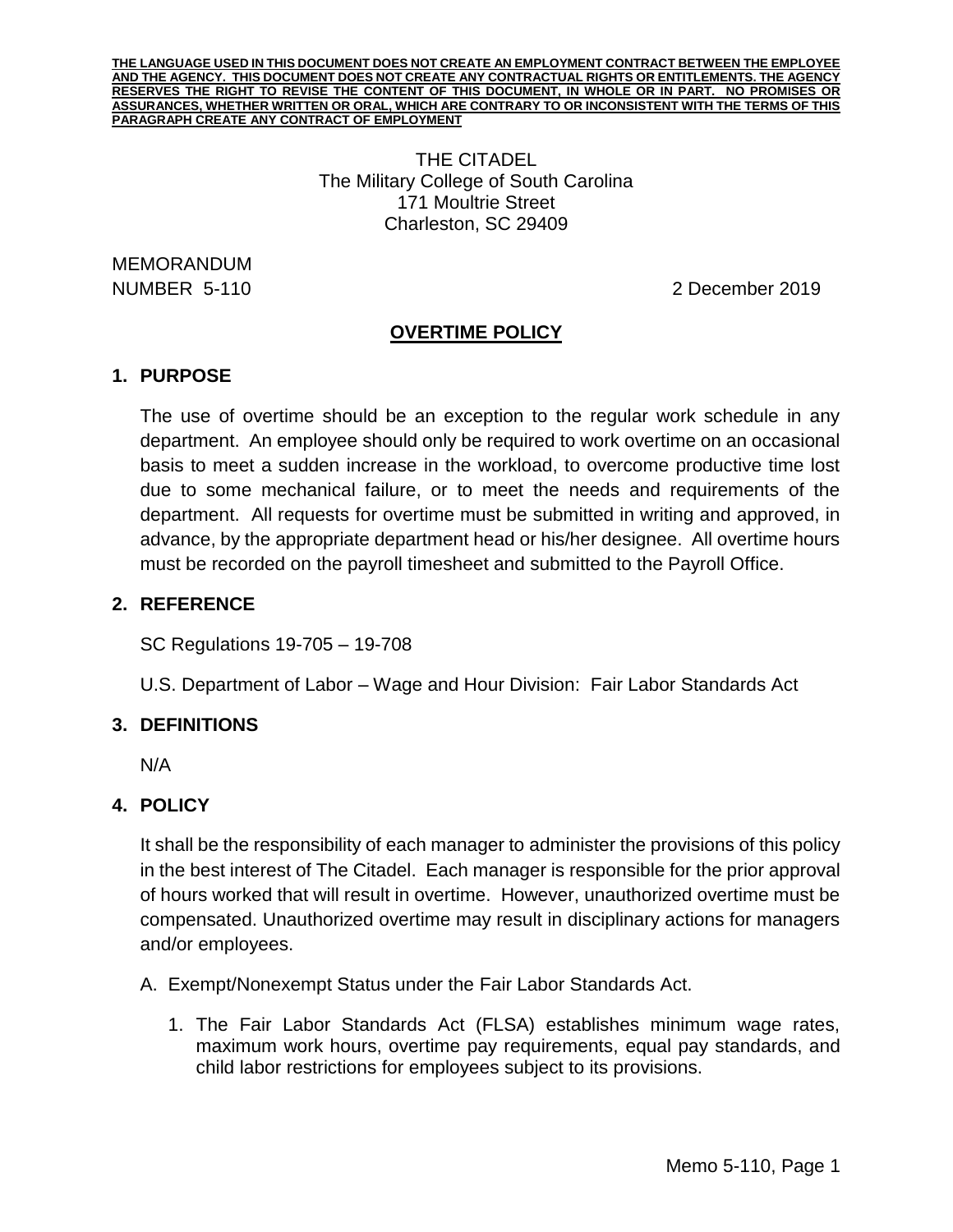**THE LANGUAGE USED IN THIS DOCUMENT DOES NOT CREATE AN EMPLOYMENT CONTRACT BETWEEN THE EMPLOYEE AND THE AGENCY. THIS DOCUMENT DOES NOT CREATE ANY CONTRACTUAL RIGHTS OR ENTITLEMENTS. THE AGENCY RESERVES THE RIGHT TO REVISE THE CONTENT OF THIS DOCUMENT, IN WHOLE OR IN PART. NO PROMISES OR ASSURANCES, WHETHER WRITTEN OR ORAL, WHICH ARE CONTRARY TO OR INCONSISTENT WITH THE TERMS OF THIS PARAGRAPH CREATE ANY CONTRACT OF EMPLOYMENT**

THE CITADEL
The Military College of South Carolina
171 Moultrie Street
Charleston, SC 29409

MEMORANDUM
NUMBER 5-110 2 December 2019

# OVERTIME POLICY

## 1. PURPOSE

The use of overtime should be an exception to the regular work schedule in any department. An employee should only be required to work overtime on an occasional basis to meet a sudden increase in the workload, to overcome productive time lost due to some mechanical failure, or to meet the needs and requirements of the department. All requests for overtime must be submitted in writing and approved, in advance, by the appropriate department head or his/her designee. All overtime hours must be recorded on the payroll timesheet and submitted to the Payroll Office.

## 2. REFERENCE

SC Regulations 19-705 – 19-708

U.S. Department of Labor – Wage and Hour Division: Fair Labor Standards Act

## 3. DEFINITIONS

N/A

## 4. POLICY

It shall be the responsibility of each manager to administer the provisions of this policy in the best interest of The Citadel. Each manager is responsible for the prior approval of hours worked that will result in overtime. However, unauthorized overtime must be compensated. Unauthorized overtime may result in disciplinary actions for managers and/or employees.

A. Exempt/Nonexempt Status under the Fair Labor Standards Act.

1. The Fair Labor Standards Act (FLSA) establishes minimum wage rates, maximum work hours, overtime pay requirements, equal pay standards, and child labor restrictions for employees subject to its provisions.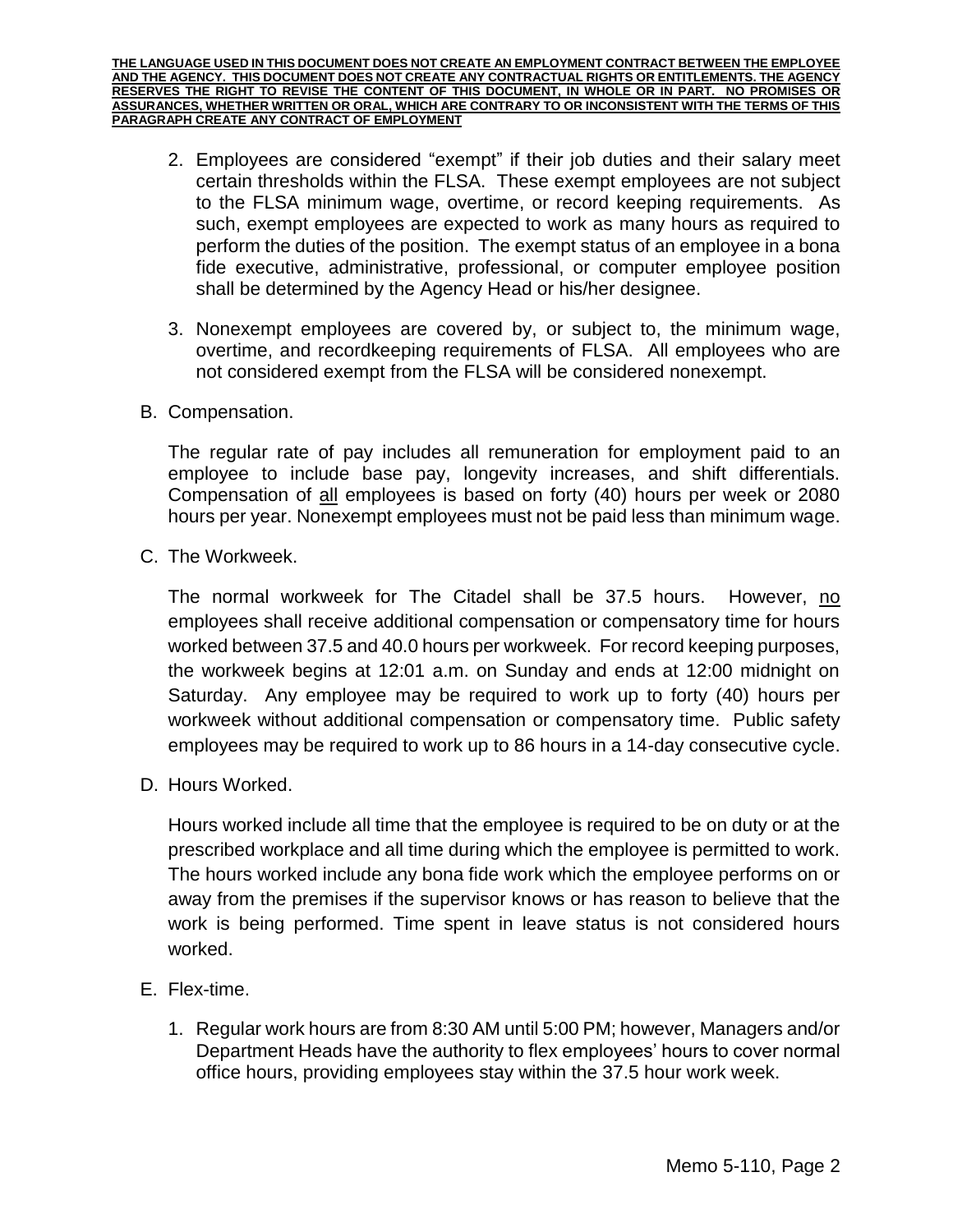**THE LANGUAGE USED IN THIS DOCUMENT DOES NOT CREATE AN EMPLOYMENT CONTRACT BETWEEN THE EMPLOYEE AND THE AGENCY. THIS DOCUMENT DOES NOT CREATE ANY CONTRACTUAL RIGHTS OR ENTITLEMENTS. THE AGENCY RESERVES THE RIGHT TO REVISE THE CONTENT OF THIS DOCUMENT, IN WHOLE OR IN PART. NO PROMISES OR ASSURANCES, WHETHER WRITTEN OR ORAL, WHICH ARE CONTRARY TO OR INCONSISTENT WITH THE TERMS OF THIS PARAGRAPH CREATE ANY CONTRACT OF EMPLOYMENT**

2. Employees are considered "exempt" if their job duties and their salary meet certain thresholds within the FLSA. These exempt employees are not subject to the FLSA minimum wage, overtime, or record keeping requirements. As such, exempt employees are expected to work as many hours as required to perform the duties of the position. The exempt status of an employee in a bona fide executive, administrative, professional, or computer employee position shall be determined by the Agency Head or his/her designee.

3. Nonexempt employees are covered by, or subject to, the minimum wage, overtime, and recordkeeping requirements of FLSA. All employees who are not considered exempt from the FLSA will be considered nonexempt.

B. Compensation.

The regular rate of pay includes all remuneration for employment paid to an employee to include base pay, longevity increases, and shift differentials. Compensation of <u>all</u> employees is based on forty (40) hours per week or 2080 hours per year. Nonexempt employees must not be paid less than minimum wage.

C. The Workweek.

The normal workweek for The Citadel shall be 37.5 hours. However, <u>no</u> employees shall receive additional compensation or compensatory time for hours worked between 37.5 and 40.0 hours per workweek. For record keeping purposes, the workweek begins at 12:01 a.m. on Sunday and ends at 12:00 midnight on Saturday. Any employee may be required to work up to forty (40) hours per workweek without additional compensation or compensatory time. Public safety employees may be required to work up to 86 hours in a 14-day consecutive cycle.

D. Hours Worked.

Hours worked include all time that the employee is required to be on duty or at the prescribed workplace and all time during which the employee is permitted to work. The hours worked include any bona fide work which the employee performs on or away from the premises if the supervisor knows or has reason to believe that the work is being performed. Time spent in leave status is not considered hours worked.

E. Flex-time.

1. Regular work hours are from 8:30 AM until 5:00 PM; however, Managers and/or Department Heads have the authority to flex employees' hours to cover normal office hours, providing employees stay within the 37.5 hour work week.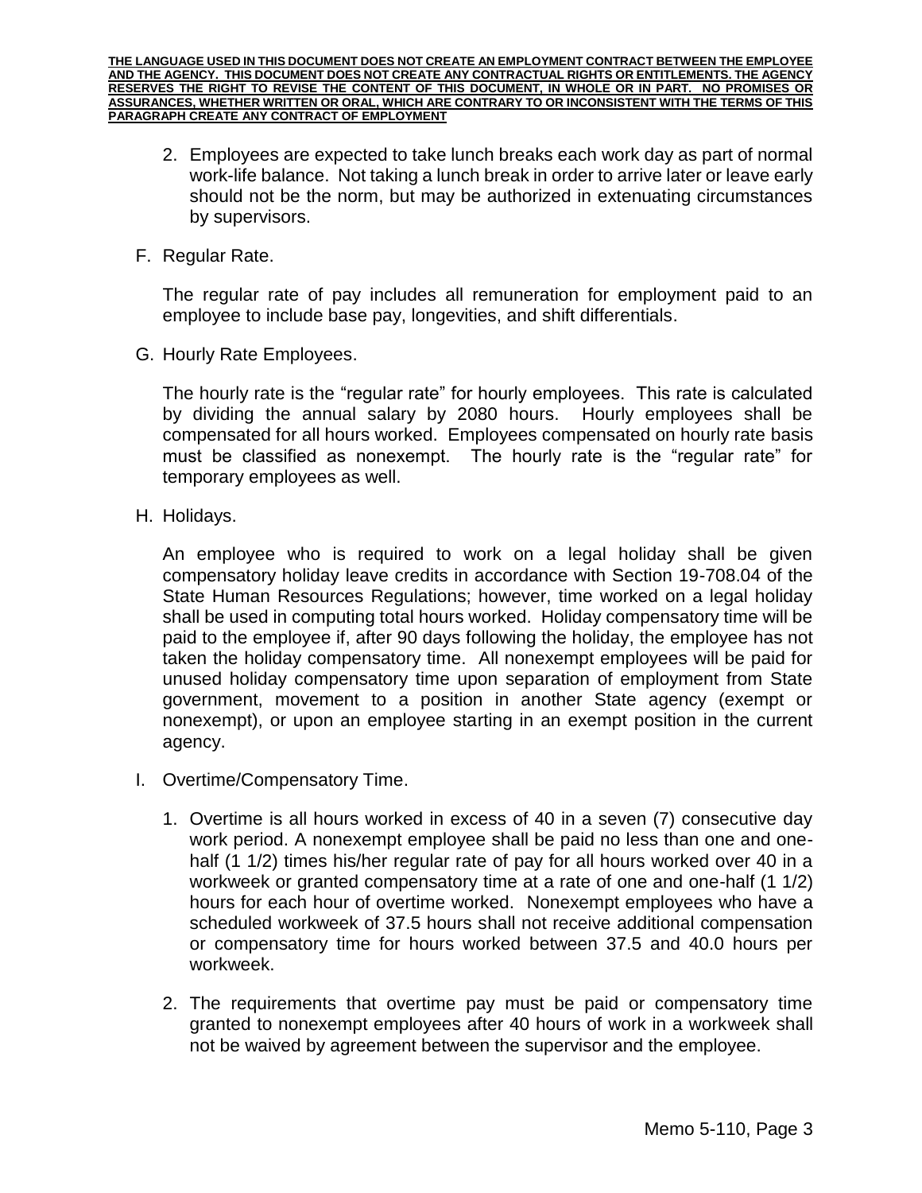**THE LANGUAGE USED IN THIS DOCUMENT DOES NOT CREATE AN EMPLOYMENT CONTRACT BETWEEN THE EMPLOYEE AND THE AGENCY. THIS DOCUMENT DOES NOT CREATE ANY CONTRACTUAL RIGHTS OR ENTITLEMENTS. THE AGENCY RESERVES THE RIGHT TO REVISE THE CONTENT OF THIS DOCUMENT, IN WHOLE OR IN PART. NO PROMISES OR ASSURANCES, WHETHER WRITTEN OR ORAL, WHICH ARE CONTRARY TO OR INCONSISTENT WITH THE TERMS OF THIS PARAGRAPH CREATE ANY CONTRACT OF EMPLOYMENT**

2. Employees are expected to take lunch breaks each work day as part of normal work-life balance. Not taking a lunch break in order to arrive later or leave early should not be the norm, but may be authorized in extenuating circumstances by supervisors.

F. Regular Rate.

The regular rate of pay includes all remuneration for employment paid to an employee to include base pay, longevities, and shift differentials.

G. Hourly Rate Employees.

The hourly rate is the "regular rate" for hourly employees. This rate is calculated by dividing the annual salary by 2080 hours. Hourly employees shall be compensated for all hours worked. Employees compensated on hourly rate basis must be classified as nonexempt. The hourly rate is the "regular rate" for temporary employees as well.

H. Holidays.

An employee who is required to work on a legal holiday shall be given compensatory holiday leave credits in accordance with Section 19-708.04 of the State Human Resources Regulations; however, time worked on a legal holiday shall be used in computing total hours worked. Holiday compensatory time will be paid to the employee if, after 90 days following the holiday, the employee has not taken the holiday compensatory time. All nonexempt employees will be paid for unused holiday compensatory time upon separation of employment from State government, movement to a position in another State agency (exempt or nonexempt), or upon an employee starting in an exempt position in the current agency.

I. Overtime/Compensatory Time.

1. Overtime is all hours worked in excess of 40 in a seven (7) consecutive day work period. A nonexempt employee shall be paid no less than one and one-half (1 1/2) times his/her regular rate of pay for all hours worked over 40 in a workweek or granted compensatory time at a rate of one and one-half (1 1/2) hours for each hour of overtime worked. Nonexempt employees who have a scheduled workweek of 37.5 hours shall not receive additional compensation or compensatory time for hours worked between 37.5 and 40.0 hours per workweek.

2. The requirements that overtime pay must be paid or compensatory time granted to nonexempt employees after 40 hours of work in a workweek shall not be waived by agreement between the supervisor and the employee.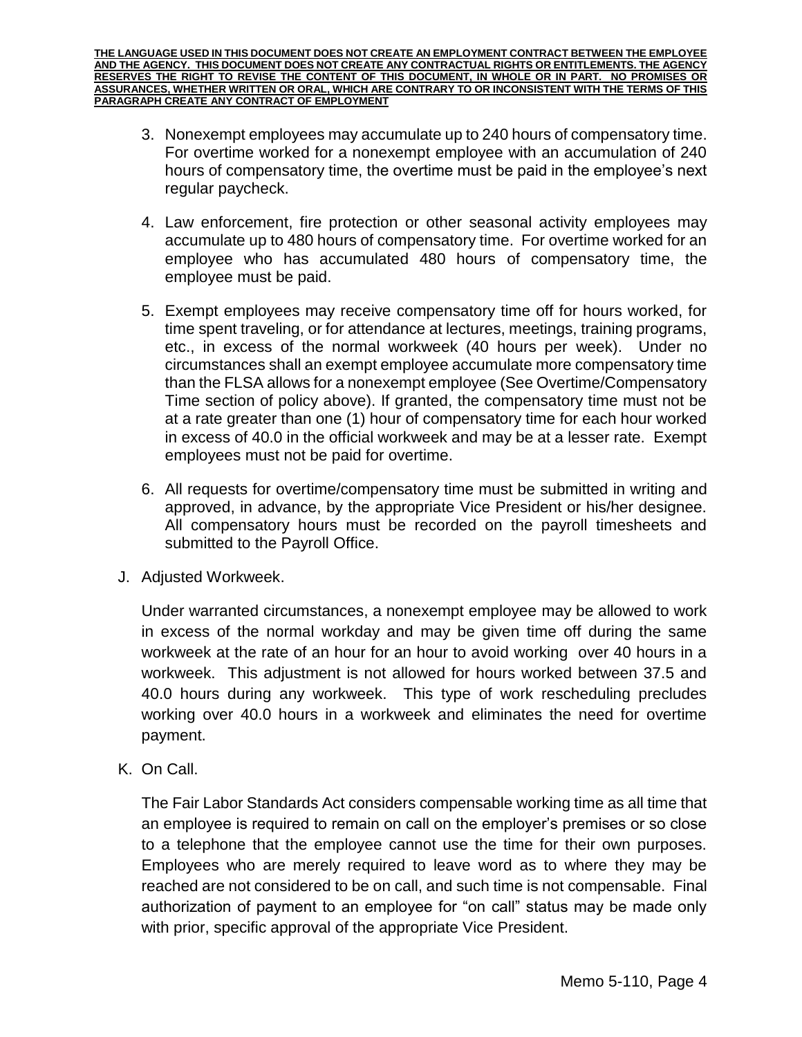**THE LANGUAGE USED IN THIS DOCUMENT DOES NOT CREATE AN EMPLOYMENT CONTRACT BETWEEN THE EMPLOYEE AND THE AGENCY. THIS DOCUMENT DOES NOT CREATE ANY CONTRACTUAL RIGHTS OR ENTITLEMENTS. THE AGENCY RESERVES THE RIGHT TO REVISE THE CONTENT OF THIS DOCUMENT, IN WHOLE OR IN PART. NO PROMISES OR ASSURANCES, WHETHER WRITTEN OR ORAL, WHICH ARE CONTRARY TO OR INCONSISTENT WITH THE TERMS OF THIS PARAGRAPH CREATE ANY CONTRACT OF EMPLOYMENT**

3. Nonexempt employees may accumulate up to 240 hours of compensatory time. For overtime worked for a nonexempt employee with an accumulation of 240 hours of compensatory time, the overtime must be paid in the employee's next regular paycheck.

4. Law enforcement, fire protection or other seasonal activity employees may accumulate up to 480 hours of compensatory time. For overtime worked for an employee who has accumulated 480 hours of compensatory time, the employee must be paid.

5. Exempt employees may receive compensatory time off for hours worked, for time spent traveling, or for attendance at lectures, meetings, training programs, etc., in excess of the normal workweek (40 hours per week). Under no circumstances shall an exempt employee accumulate more compensatory time than the FLSA allows for a nonexempt employee (See Overtime/Compensatory Time section of policy above). If granted, the compensatory time must not be at a rate greater than one (1) hour of compensatory time for each hour worked in excess of 40.0 in the official workweek and may be at a lesser rate. Exempt employees must not be paid for overtime.

6. All requests for overtime/compensatory time must be submitted in writing and approved, in advance, by the appropriate Vice President or his/her designee. All compensatory hours must be recorded on the payroll timesheets and submitted to the Payroll Office.

J. Adjusted Workweek.

   Under warranted circumstances, a nonexempt employee may be allowed to work in excess of the normal workday and may be given time off during the same workweek at the rate of an hour for an hour to avoid working over 40 hours in a workweek. This adjustment is not allowed for hours worked between 37.5 and 40.0 hours during any workweek. This type of work rescheduling precludes working over 40.0 hours in a workweek and eliminates the need for overtime payment.

K. On Call.

   The Fair Labor Standards Act considers compensable working time as all time that an employee is required to remain on call on the employer's premises or so close to a telephone that the employee cannot use the time for their own purposes. Employees who are merely required to leave word as to where they may be reached are not considered to be on call, and such time is not compensable. Final authorization of payment to an employee for "on call" status may be made only with prior, specific approval of the appropriate Vice President.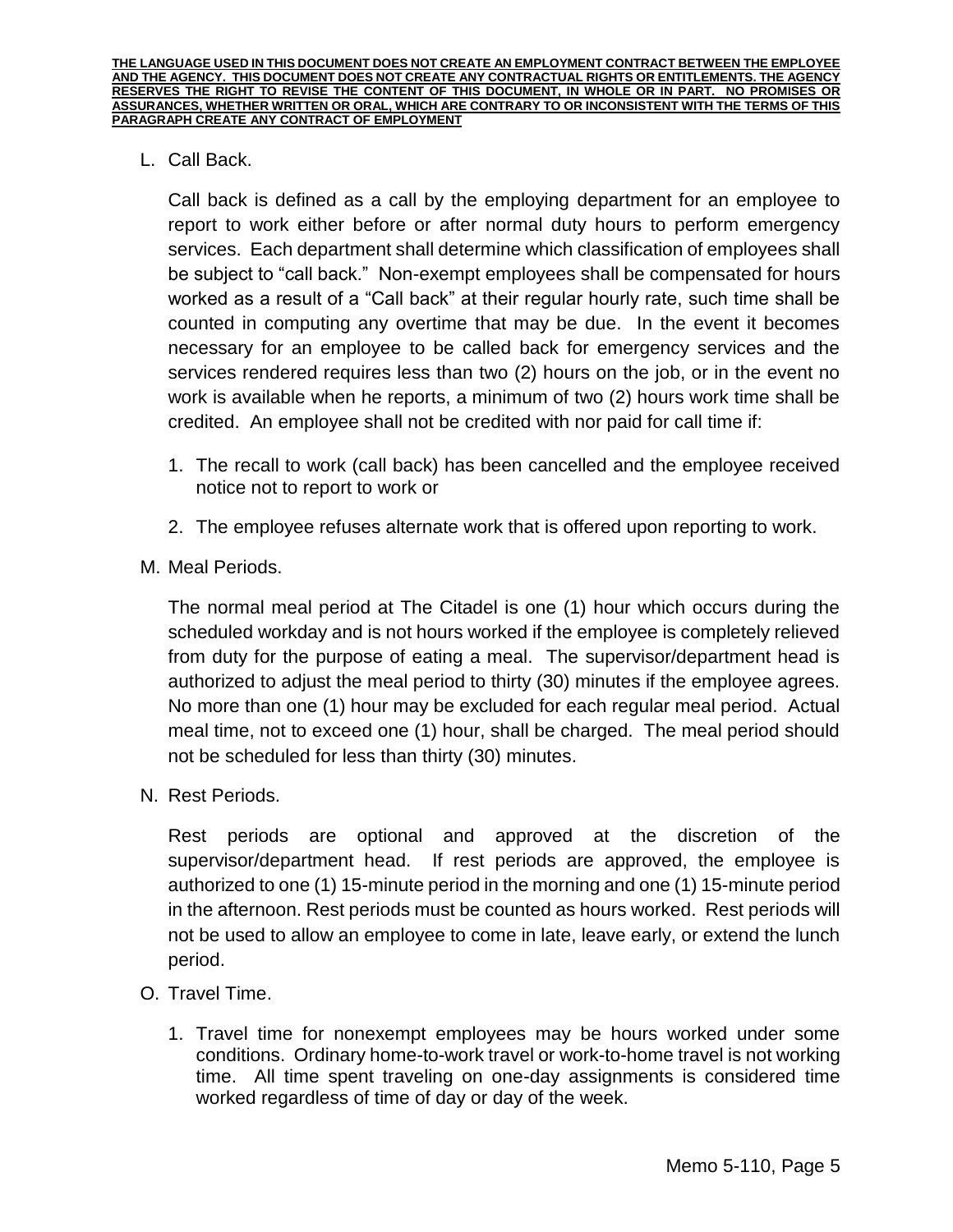**THE LANGUAGE USED IN THIS DOCUMENT DOES NOT CREATE AN EMPLOYMENT CONTRACT BETWEEN THE EMPLOYEE AND THE AGENCY. THIS DOCUMENT DOES NOT CREATE ANY CONTRACTUAL RIGHTS OR ENTITLEMENTS. THE AGENCY RESERVES THE RIGHT TO REVISE THE CONTENT OF THIS DOCUMENT, IN WHOLE OR IN PART. NO PROMISES OR ASSURANCES, WHETHER WRITTEN OR ORAL, WHICH ARE CONTRARY TO OR INCONSISTENT WITH THE TERMS OF THIS PARAGRAPH CREATE ANY CONTRACT OF EMPLOYMENT**

L. Call Back.

Call back is defined as a call by the employing department for an employee to report to work either before or after normal duty hours to perform emergency services. Each department shall determine which classification of employees shall be subject to "call back." Non-exempt employees shall be compensated for hours worked as a result of a "Call back" at their regular hourly rate, such time shall be counted in computing any overtime that may be due. In the event it becomes necessary for an employee to be called back for emergency services and the services rendered requires less than two (2) hours on the job, or in the event no work is available when he reports, a minimum of two (2) hours work time shall be credited. An employee shall not be credited with nor paid for call time if:

1. The recall to work (call back) has been cancelled and the employee received notice not to report to work or
2. The employee refuses alternate work that is offered upon reporting to work.

M. Meal Periods.

The normal meal period at The Citadel is one (1) hour which occurs during the scheduled workday and is not hours worked if the employee is completely relieved from duty for the purpose of eating a meal. The supervisor/department head is authorized to adjust the meal period to thirty (30) minutes if the employee agrees. No more than one (1) hour may be excluded for each regular meal period. Actual meal time, not to exceed one (1) hour, shall be charged. The meal period should not be scheduled for less than thirty (30) minutes.

N. Rest Periods.

Rest periods are optional and approved at the discretion of the supervisor/department head. If rest periods are approved, the employee is authorized to one (1) 15-minute period in the morning and one (1) 15-minute period in the afternoon. Rest periods must be counted as hours worked. Rest periods will not be used to allow an employee to come in late, leave early, or extend the lunch period.

O. Travel Time.

1. Travel time for nonexempt employees may be hours worked under some conditions. Ordinary home-to-work travel or work-to-home travel is not working time. All time spent traveling on one-day assignments is considered time worked regardless of time of day or day of the week.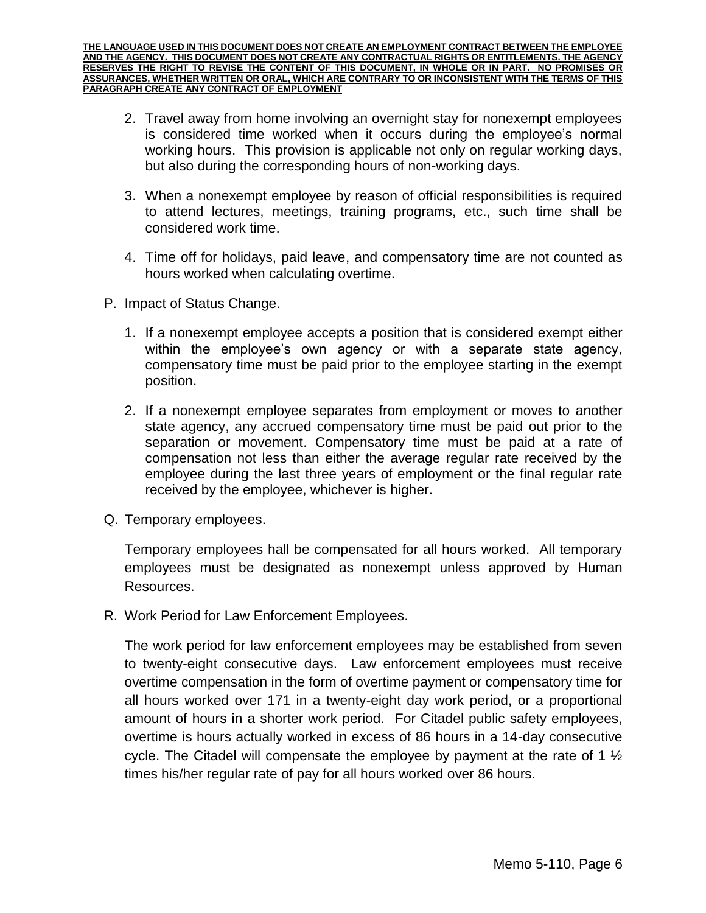**THE LANGUAGE USED IN THIS DOCUMENT DOES NOT CREATE AN EMPLOYMENT CONTRACT BETWEEN THE EMPLOYEE AND THE AGENCY. THIS DOCUMENT DOES NOT CREATE ANY CONTRACTUAL RIGHTS OR ENTITLEMENTS. THE AGENCY RESERVES THE RIGHT TO REVISE THE CONTENT OF THIS DOCUMENT, IN WHOLE OR IN PART. NO PROMISES OR ASSURANCES, WHETHER WRITTEN OR ORAL, WHICH ARE CONTRARY TO OR INCONSISTENT WITH THE TERMS OF THIS PARAGRAPH CREATE ANY CONTRACT OF EMPLOYMENT**

2. Travel away from home involving an overnight stay for nonexempt employees is considered time worked when it occurs during the employee's normal working hours. This provision is applicable not only on regular working days, but also during the corresponding hours of non-working days.

3. When a nonexempt employee by reason of official responsibilities is required to attend lectures, meetings, training programs, etc., such time shall be considered work time.

4. Time off for holidays, paid leave, and compensatory time are not counted as hours worked when calculating overtime.

P. Impact of Status Change.

1. If a nonexempt employee accepts a position that is considered exempt either within the employee's own agency or with a separate state agency, compensatory time must be paid prior to the employee starting in the exempt position.

2. If a nonexempt employee separates from employment or moves to another state agency, any accrued compensatory time must be paid out prior to the separation or movement. Compensatory time must be paid at a rate of compensation not less than either the average regular rate received by the employee during the last three years of employment or the final regular rate received by the employee, whichever is higher.

Q. Temporary employees.

Temporary employees hall be compensated for all hours worked. All temporary employees must be designated as nonexempt unless approved by Human Resources.

R. Work Period for Law Enforcement Employees.

The work period for law enforcement employees may be established from seven to twenty-eight consecutive days. Law enforcement employees must receive overtime compensation in the form of overtime payment or compensatory time for all hours worked over 171 in a twenty-eight day work period, or a proportional amount of hours in a shorter work period. For Citadel public safety employees, overtime is hours actually worked in excess of 86 hours in a 14-day consecutive cycle. The Citadel will compensate the employee by payment at the rate of 1 ½ times his/her regular rate of pay for all hours worked over 86 hours.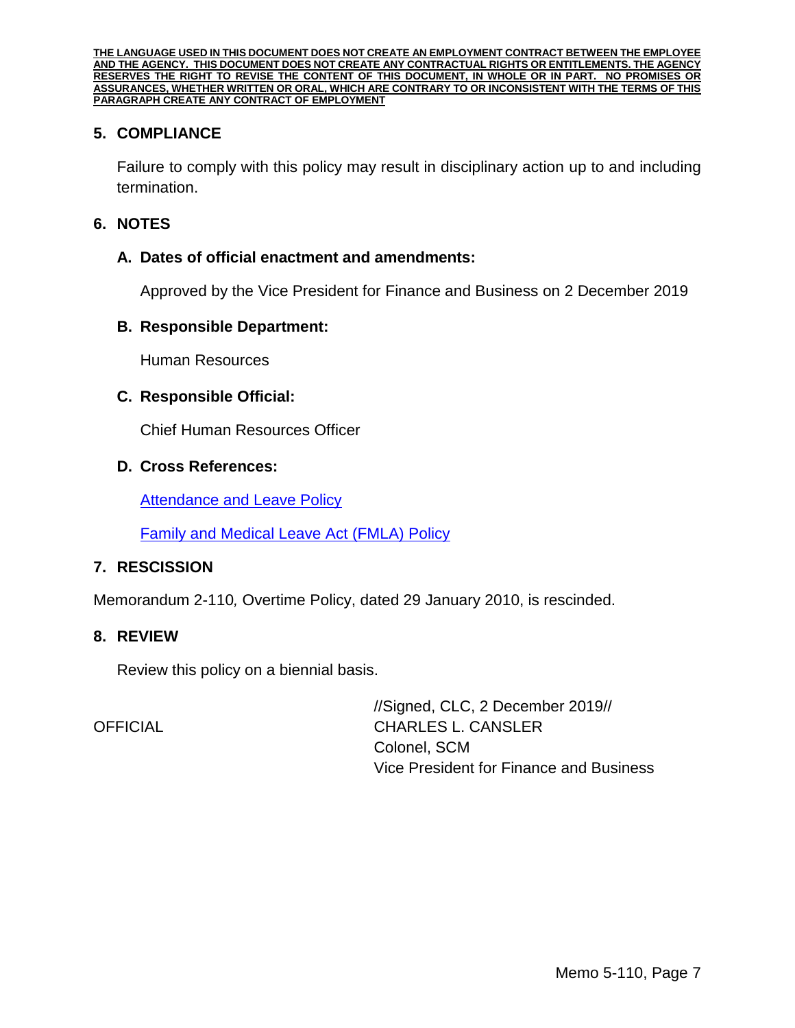**THE LANGUAGE USED IN THIS DOCUMENT DOES NOT CREATE AN EMPLOYMENT CONTRACT BETWEEN THE EMPLOYEE AND THE AGENCY. THIS DOCUMENT DOES NOT CREATE ANY CONTRACTUAL RIGHTS OR ENTITLEMENTS. THE AGENCY RESERVES THE RIGHT TO REVISE THE CONTENT OF THIS DOCUMENT, IN WHOLE OR IN PART. NO PROMISES OR ASSURANCES, WHETHER WRITTEN OR ORAL, WHICH ARE CONTRARY TO OR INCONSISTENT WITH THE TERMS OF THIS PARAGRAPH CREATE ANY CONTRACT OF EMPLOYMENT**

## 5. COMPLIANCE

Failure to comply with this policy may result in disciplinary action up to and including termination.

## 6. NOTES

### A. Dates of official enactment and amendments:

Approved by the Vice President for Finance and Business on 2 December 2019

### B. Responsible Department:

Human Resources

### C. Responsible Official:

Chief Human Resources Officer

### D. Cross References:

Attendance and Leave Policy

Family and Medical Leave Act (FMLA) Policy

## 7. RESCISSION

Memorandum 2-110*,* Overtime Policy, dated 29 January 2010, is rescinded.

## 8. REVIEW

Review this policy on a biennial basis.

//Signed, CLC, 2 December 2019//

OFFICIAL

CHARLES L. CANSLER
Colonel, SCM
Vice President for Finance and Business